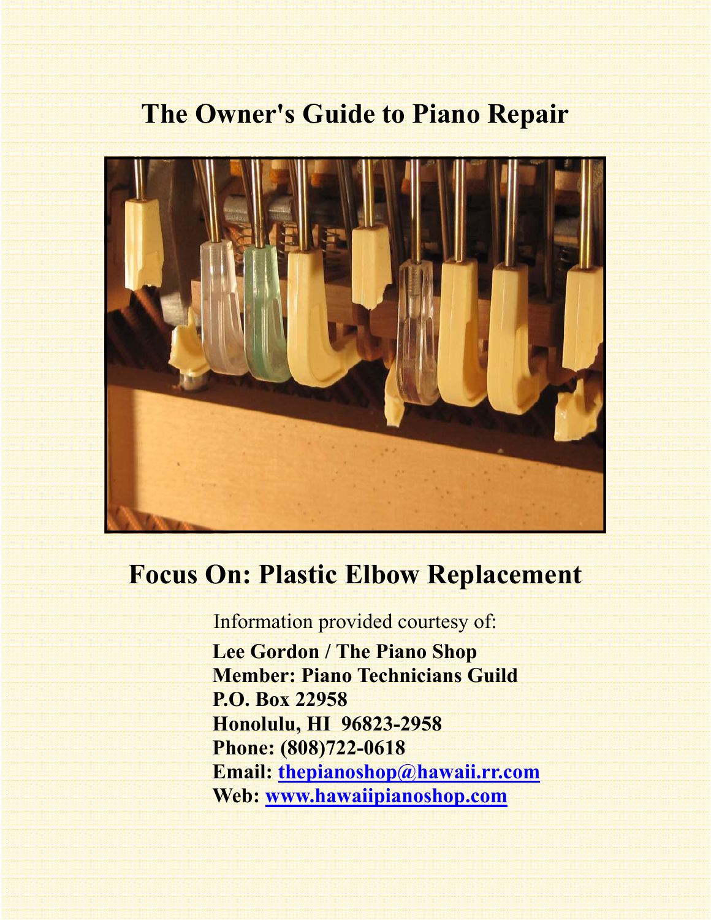# The Owner's Guide to Piano Repair

## Focus On: Plastic Elbow Replacement

Information provided courtesy of:

**Lee Gordon / The Piano Shop**
**Member: Piano Technicians Guild**
**P.O. Box 22958**
**Honolulu, HI 96823-2958**
**Phone: (808)722-0618**
**Email: thepianoshop@hawaii.rr.com**
**Web: www.hawaiipianoshop.com**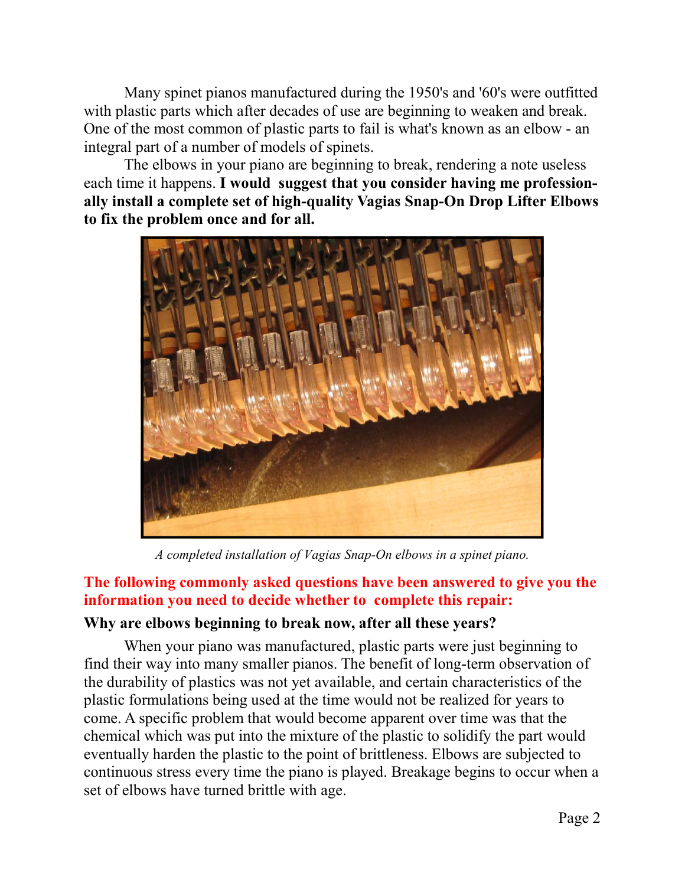Many spinet pianos manufactured during the 1950's and '60's were outfitted with plastic parts which after decades of use are beginning to weaken and break. One of the most common of plastic parts to fail is what's known as an elbow - an integral part of a number of models of spinets.

The elbows in your piano are beginning to break, rendering a note useless each time it happens. **I would suggest that you consider having me professionally install a complete set of high-quality Vagias Snap-On Drop Lifter Elbows to fix the problem once and for all.**

*A completed installation of Vagias Snap-On elbows in a spinet piano.*

**The following commonly asked questions have been answered to give you the information you need to decide whether to complete this repair:**

### Why are elbows beginning to break now, after all these years?

When your piano was manufactured, plastic parts were just beginning to find their way into many smaller pianos. The benefit of long-term observation of the durability of plastics was not yet available, and certain characteristics of the plastic formulations being used at the time would not be realized for years to come. A specific problem that would become apparent over time was that the chemical which was put into the mixture of the plastic to solidify the part would eventually harden the plastic to the point of brittleness. Elbows are subjected to continuous stress every time the piano is played. Breakage begins to occur when a set of elbows have turned brittle with age.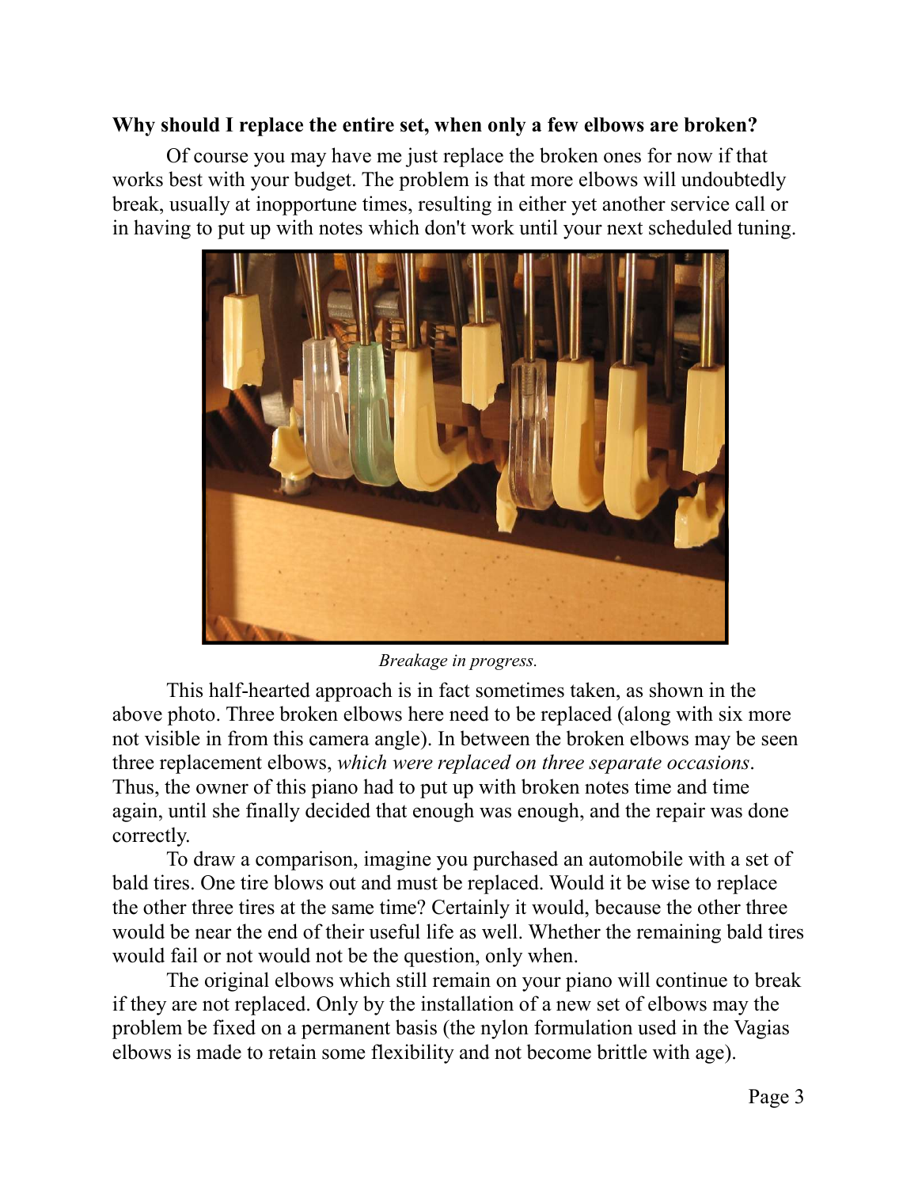**Why should I replace the entire set, when only a few elbows are broken?**

Of course you may have me just replace the broken ones for now if that works best with your budget. The problem is that more elbows will undoubtedly break, usually at inopportune times, resulting in either yet another service call or in having to put up with notes which don't work until your next scheduled tuning.

*Breakage in progress.*

This half-hearted approach is in fact sometimes taken, as shown in the above photo. Three broken elbows here need to be replaced (along with six more not visible in from this camera angle). In between the broken elbows may be seen three replacement elbows, *which were replaced on three separate occasions*. Thus, the owner of this piano had to put up with broken notes time and time again, until she finally decided that enough was enough, and the repair was done correctly.

To draw a comparison, imagine you purchased an automobile with a set of bald tires. One tire blows out and must be replaced. Would it be wise to replace the other three tires at the same time? Certainly it would, because the other three would be near the end of their useful life as well. Whether the remaining bald tires would fail or not would not be the question, only when.

The original elbows which still remain on your piano will continue to break if they are not replaced. Only by the installation of a new set of elbows may the problem be fixed on a permanent basis (the nylon formulation used in the Vagias elbows is made to retain some flexibility and not become brittle with age).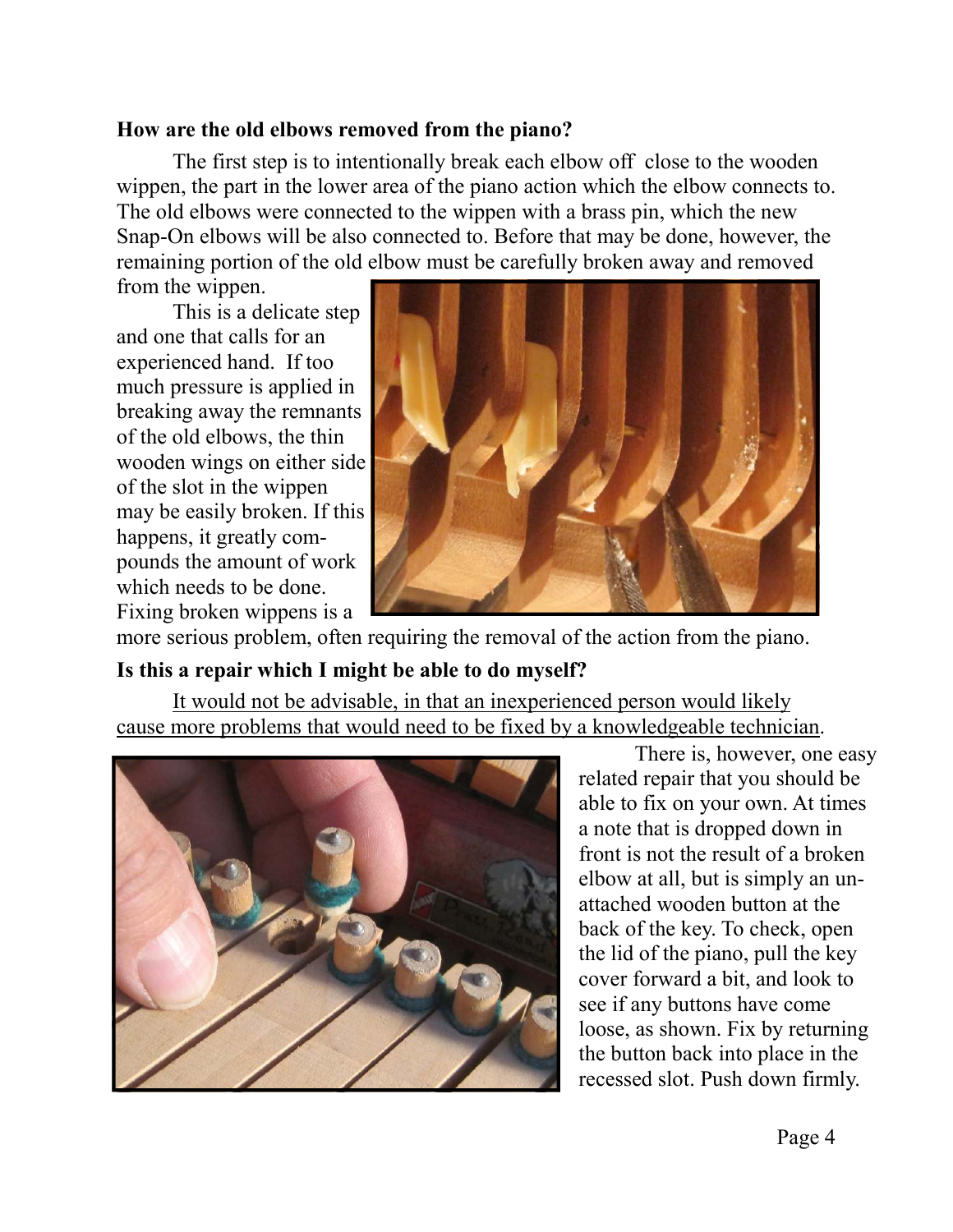**How are the old elbows removed from the piano?**

The first step is to intentionally break each elbow off close to the wooden wippen, the part in the lower area of the piano action which the elbow connects to. The old elbows were connected to the wippen with a brass pin, which the new Snap-On elbows will be also connected to. Before that may be done, however, the remaining portion of the old elbow must be carefully broken away and removed from the wippen.

This is a delicate step and one that calls for an experienced hand. If too much pressure is applied in breaking away the remnants of the old elbows, the thin wooden wings on either side of the slot in the wippen may be easily broken. If this happens, it greatly compounds the amount of work which needs to be done. Fixing broken wippens is a more serious problem, often requiring the removal of the action from the piano.

**Is this a repair which I might be able to do myself?**

<u>It would not be advisable, in that an inexperienced person would likely cause more problems that would need to be fixed by a knowledgeable technician</u>.

There is, however, one easy related repair that you should be able to fix on your own. At times a note that is dropped down in front is not the result of a broken elbow at all, but is simply an unattached wooden button at the back of the key. To check, open the lid of the piano, pull the key cover forward a bit, and look to see if any buttons have come loose, as shown. Fix by returning the button back into place in the recessed slot. Push down firmly.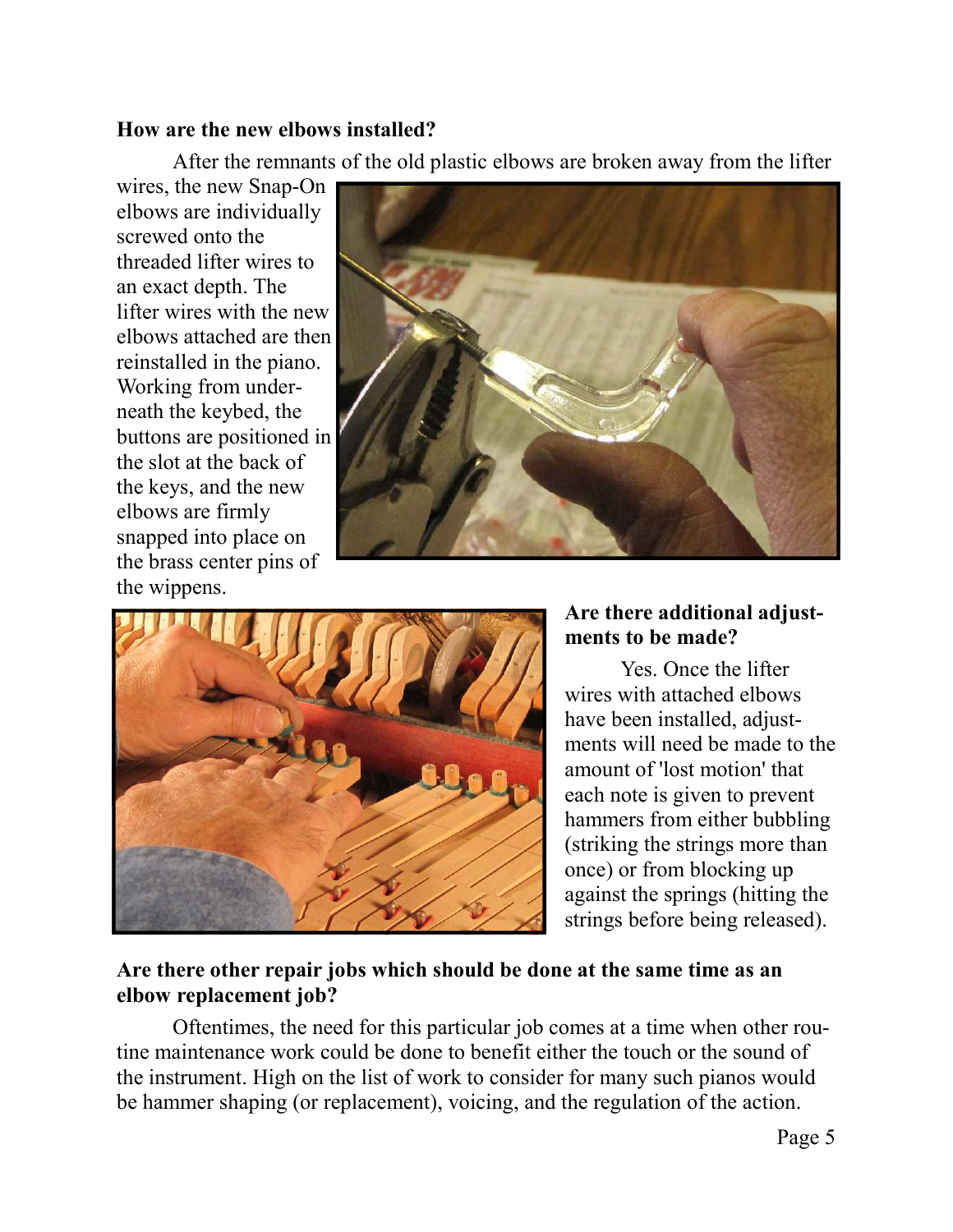**How are the new elbows installed?**

After the remnants of the old plastic elbows are broken away from the lifter wires, the new Snap-On elbows are individually screwed onto the threaded lifter wires to an exact depth. The lifter wires with the new elbows attached are then reinstalled in the piano. Working from underneath the keybed, the buttons are positioned in the slot at the back of the keys, and the new elbows are firmly snapped into place on the brass center pins of the wippens.

**Are there additional adjustments to be made?**

Yes. Once the lifter wires with attached elbows have been installed, adjustments will need be made to the amount of 'lost motion' that each note is given to prevent hammers from either bubbling (striking the strings more than once) or from blocking up against the springs (hitting the strings before being released).

**Are there other repair jobs which should be done at the same time as an elbow replacement job?**

Oftentimes, the need for this particular job comes at a time when other routine maintenance work could be done to benefit either the touch or the sound of the instrument. High on the list of work to consider for many such pianos would be hammer shaping (or replacement), voicing, and the regulation of the action.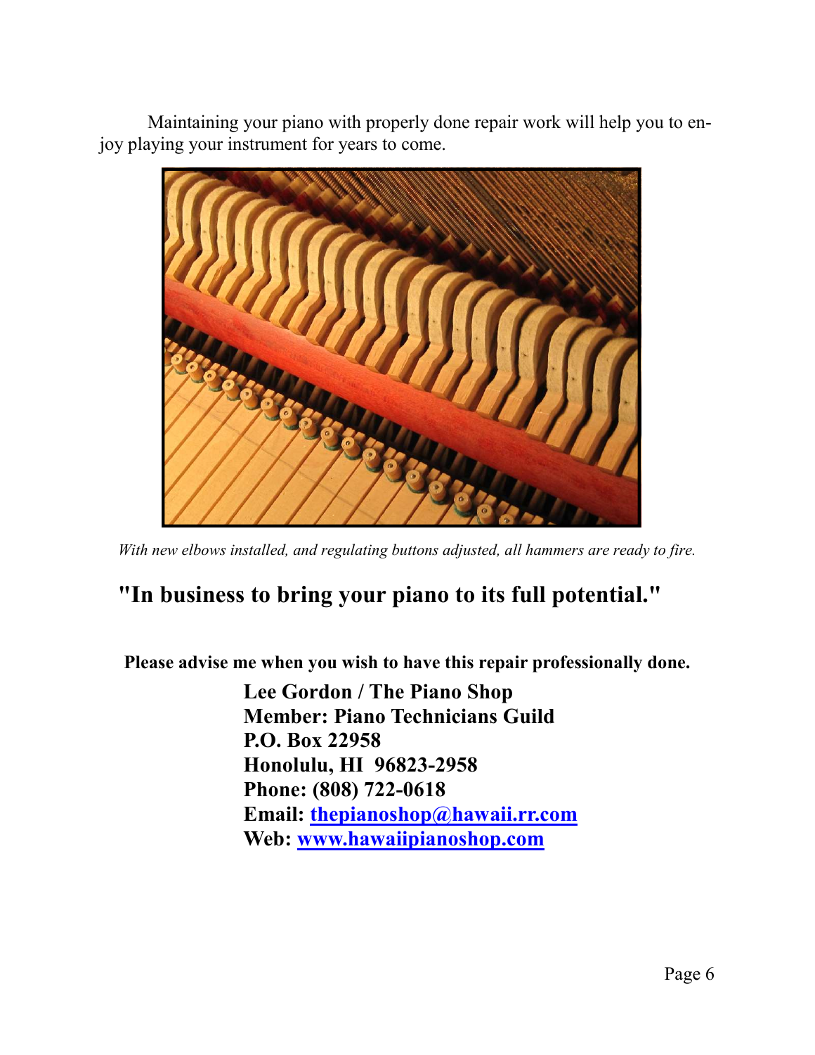Maintaining your piano with properly done repair work will help you to enjoy playing your instrument for years to come.

*With new elbows installed, and regulating buttons adjusted, all hammers are ready to fire.*

## "In business to bring your piano to its full potential."

**Please advise me when you wish to have this repair professionally done.**

**Lee Gordon / The Piano Shop**
**Member: Piano Technicians Guild**
**P.O. Box 22958**
**Honolulu, HI 96823-2958**
**Phone: (808) 722-0618**
**Email: thepianoshop@hawaii.rr.com**
**Web: www.hawaiipianoshop.com**